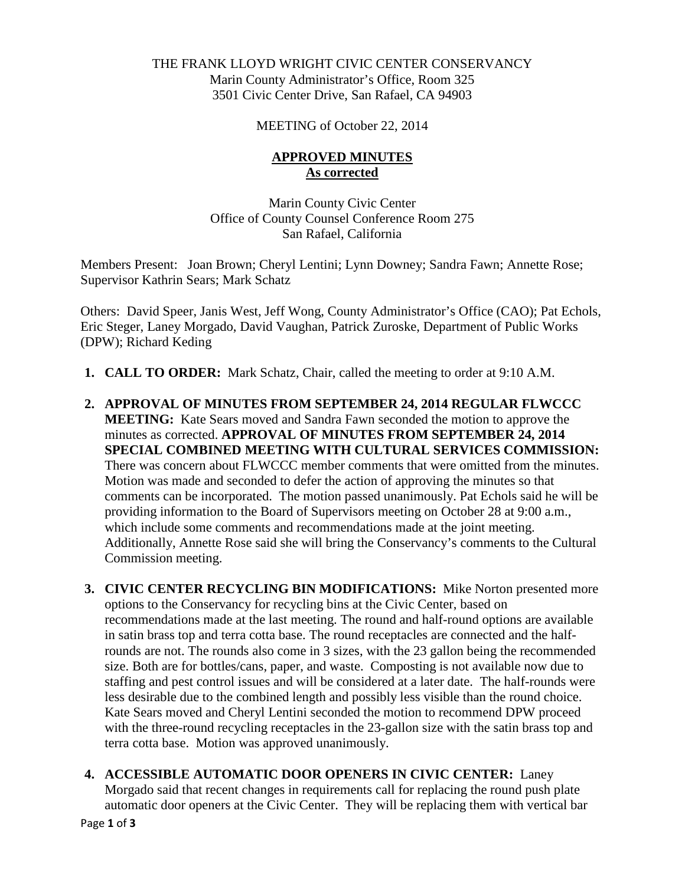THE FRANK LLOYD WRIGHT CIVIC CENTER CONSERVANCY
Marin County Administrator's Office, Room 325
3501 Civic Center Drive, San Rafael, CA 94903

MEETING of October 22, 2014

## **APPROVED MINUTES**
## **As corrected**

Marin County Civic Center
Office of County Counsel Conference Room 275
San Rafael, California

Members Present: Joan Brown; Cheryl Lentini; Lynn Downey; Sandra Fawn; Annette Rose; Supervisor Kathrin Sears; Mark Schatz

Others: David Speer, Janis West, Jeff Wong, County Administrator's Office (CAO); Pat Echols, Eric Steger, Laney Morgado, David Vaughan, Patrick Zuroske, Department of Public Works (DPW); Richard Keding

1. **CALL TO ORDER:** Mark Schatz, Chair, called the meeting to order at 9:10 A.M.

2. **APPROVAL OF MINUTES FROM SEPTEMBER 24, 2014 REGULAR FLWCCC MEETING:** Kate Sears moved and Sandra Fawn seconded the motion to approve the minutes as corrected. **APPROVAL OF MINUTES FROM SEPTEMBER 24, 2014 SPECIAL COMBINED MEETING WITH CULTURAL SERVICES COMMISSION:** There was concern about FLWCCC member comments that were omitted from the minutes. Motion was made and seconded to defer the action of approving the minutes so that comments can be incorporated. The motion passed unanimously. Pat Echols said he will be providing information to the Board of Supervisors meeting on October 28 at 9:00 a.m., which include some comments and recommendations made at the joint meeting. Additionally, Annette Rose said she will bring the Conservancy's comments to the Cultural Commission meeting.

3. **CIVIC CENTER RECYCLING BIN MODIFICATIONS:** Mike Norton presented more options to the Conservancy for recycling bins at the Civic Center, based on recommendations made at the last meeting. The round and half-round options are available in satin brass top and terra cotta base. The round receptacles are connected and the half-rounds are not. The rounds also come in 3 sizes, with the 23 gallon being the recommended size. Both are for bottles/cans, paper, and waste. Composting is not available now due to staffing and pest control issues and will be considered at a later date. The half-rounds were less desirable due to the combined length and possibly less visible than the round choice. Kate Sears moved and Cheryl Lentini seconded the motion to recommend DPW proceed with the three-round recycling receptacles in the 23-gallon size with the satin brass top and terra cotta base. Motion was approved unanimously.

4. **ACCESSIBLE AUTOMATIC DOOR OPENERS IN CIVIC CENTER:** Laney Morgado said that recent changes in requirements call for replacing the round push plate automatic door openers at the Civic Center. They will be replacing them with vertical bar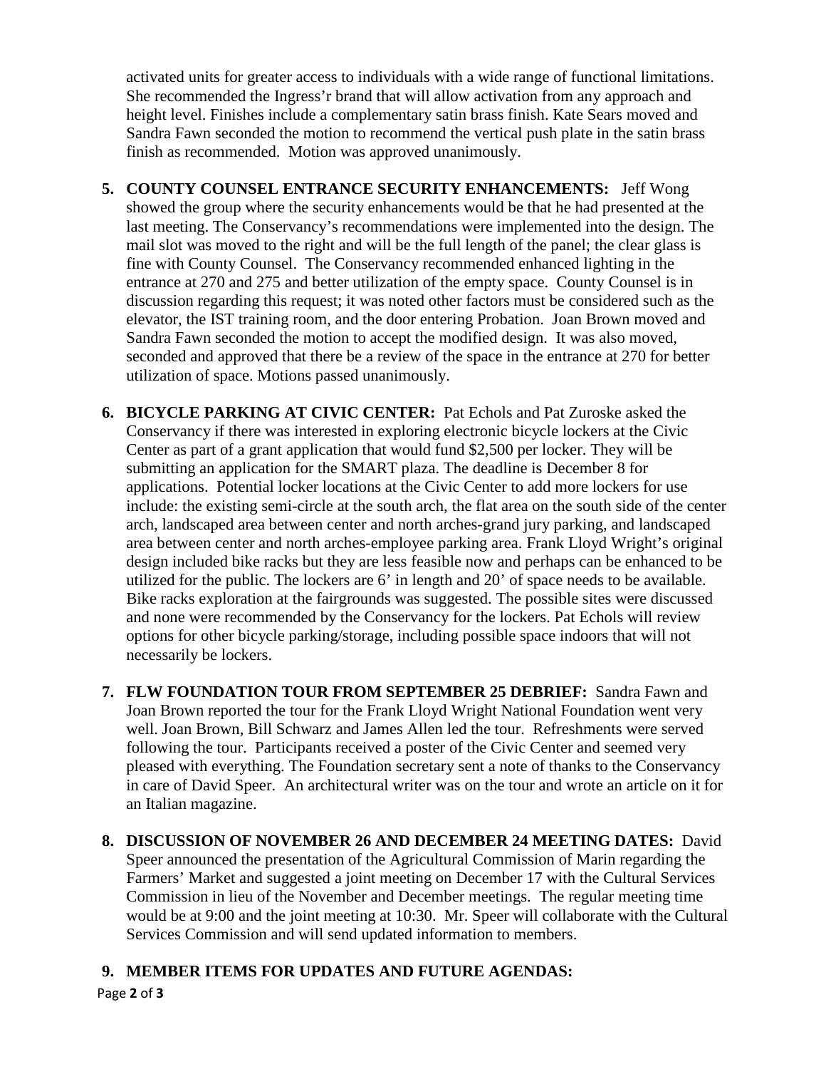activated units for greater access to individuals with a wide range of functional limitations. She recommended the Ingress'r brand that will allow activation from any approach and height level. Finishes include a complementary satin brass finish. Kate Sears moved and Sandra Fawn seconded the motion to recommend the vertical push plate in the satin brass finish as recommended. Motion was approved unanimously.

5. **COUNTY COUNSEL ENTRANCE SECURITY ENHANCEMENTS:** Jeff Wong showed the group where the security enhancements would be that he had presented at the last meeting. The Conservancy's recommendations were implemented into the design. The mail slot was moved to the right and will be the full length of the panel; the clear glass is fine with County Counsel. The Conservancy recommended enhanced lighting in the entrance at 270 and 275 and better utilization of the empty space. County Counsel is in discussion regarding this request; it was noted other factors must be considered such as the elevator, the IST training room, and the door entering Probation. Joan Brown moved and Sandra Fawn seconded the motion to accept the modified design. It was also moved, seconded and approved that there be a review of the space in the entrance at 270 for better utilization of space. Motions passed unanimously.

6. **BICYCLE PARKING AT CIVIC CENTER:** Pat Echols and Pat Zuroske asked the Conservancy if there was interested in exploring electronic bicycle lockers at the Civic Center as part of a grant application that would fund \$2,500 per locker. They will be submitting an application for the SMART plaza. The deadline is December 8 for applications. Potential locker locations at the Civic Center to add more lockers for use include: the existing semi-circle at the south arch, the flat area on the south side of the center arch, landscaped area between center and north arches-grand jury parking, and landscaped area between center and north arches-employee parking area. Frank Lloyd Wright's original design included bike racks but they are less feasible now and perhaps can be enhanced to be utilized for the public. The lockers are 6' in length and 20' of space needs to be available. Bike racks exploration at the fairgrounds was suggested. The possible sites were discussed and none were recommended by the Conservancy for the lockers. Pat Echols will review options for other bicycle parking/storage, including possible space indoors that will not necessarily be lockers.

7. **FLW FOUNDATION TOUR FROM SEPTEMBER 25 DEBRIEF:** Sandra Fawn and Joan Brown reported the tour for the Frank Lloyd Wright National Foundation went very well. Joan Brown, Bill Schwarz and James Allen led the tour. Refreshments were served following the tour. Participants received a poster of the Civic Center and seemed very pleased with everything. The Foundation secretary sent a note of thanks to the Conservancy in care of David Speer. An architectural writer was on the tour and wrote an article on it for an Italian magazine.

8. **DISCUSSION OF NOVEMBER 26 AND DECEMBER 24 MEETING DATES:** David Speer announced the presentation of the Agricultural Commission of Marin regarding the Farmers' Market and suggested a joint meeting on December 17 with the Cultural Services Commission in lieu of the November and December meetings. The regular meeting time would be at 9:00 and the joint meeting at 10:30. Mr. Speer will collaborate with the Cultural Services Commission and will send updated information to members.

9. **MEMBER ITEMS FOR UPDATES AND FUTURE AGENDAS:**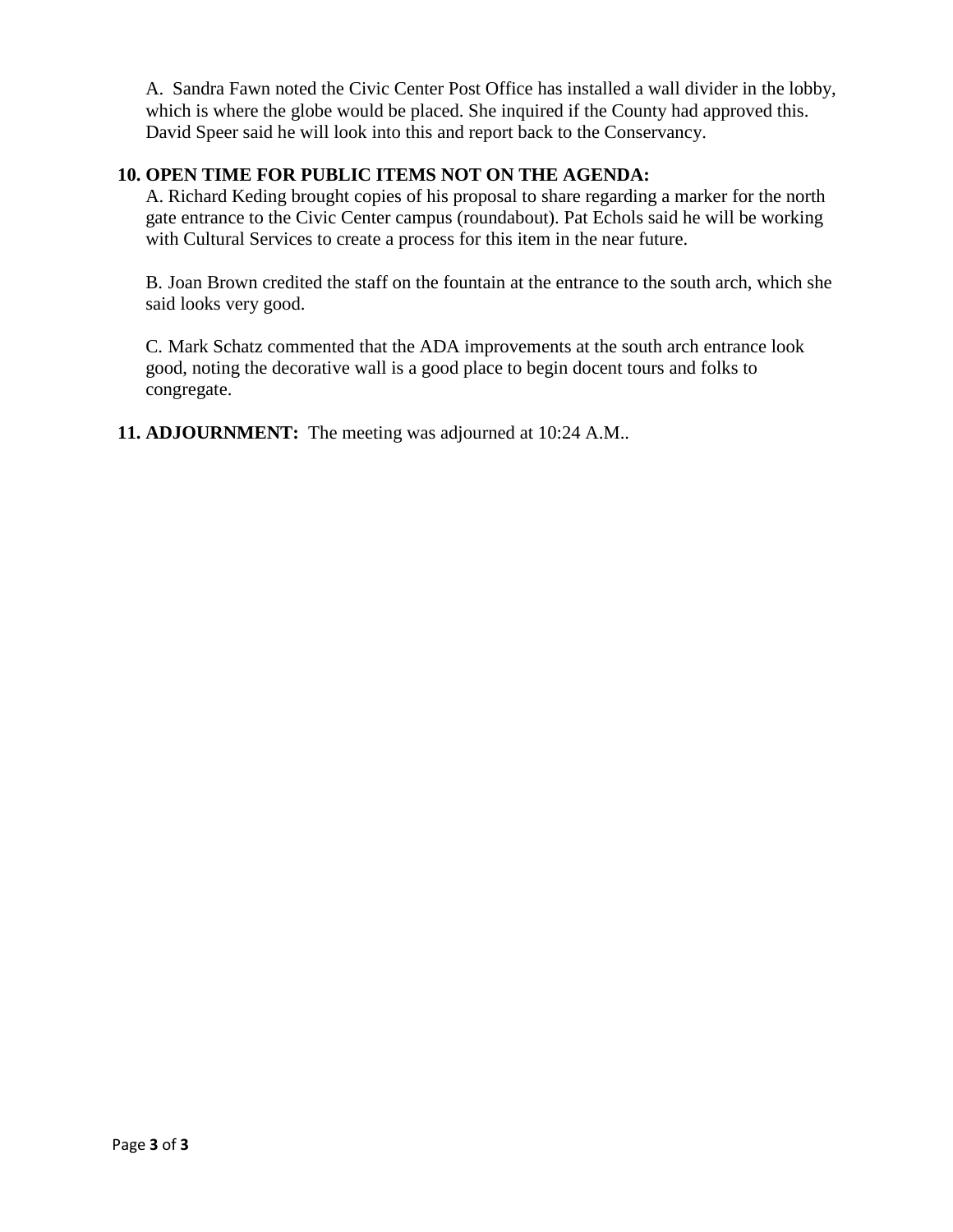A. Sandra Fawn noted the Civic Center Post Office has installed a wall divider in the lobby, which is where the globe would be placed. She inquired if the County had approved this. David Speer said he will look into this and report back to the Conservancy.

**10. OPEN TIME FOR PUBLIC ITEMS NOT ON THE AGENDA:**

A. Richard Keding brought copies of his proposal to share regarding a marker for the north gate entrance to the Civic Center campus (roundabout). Pat Echols said he will be working with Cultural Services to create a process for this item in the near future.

B. Joan Brown credited the staff on the fountain at the entrance to the south arch, which she said looks very good.

C. Mark Schatz commented that the ADA improvements at the south arch entrance look good, noting the decorative wall is a good place to begin docent tours and folks to congregate.

**11. ADJOURNMENT:** The meeting was adjourned at 10:24 A.M..